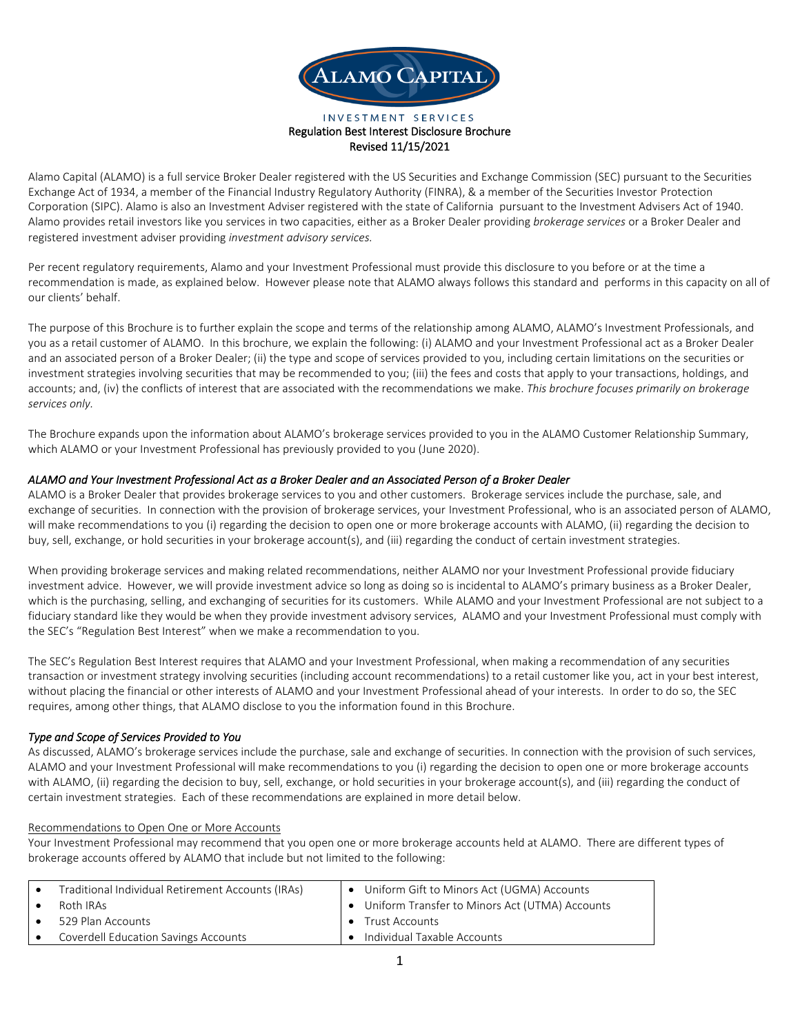# ALAMO CAPITAL

INVESTMENT SERVICES

**Regulation Best Interest Disclosure Brochure**
**Revised 11/15/2021**

Alamo Capital (ALAMO) is a full service Broker Dealer registered with the US Securities and Exchange Commission (SEC) pursuant to the Securities Exchange Act of 1934, a member of the Financial Industry Regulatory Authority (FINRA), & a member of the Securities Investor Protection Corporation (SIPC). Alamo is also an Investment Adviser registered with the state of California pursuant to the Investment Advisers Act of 1940. Alamo provides retail investors like you services in two capacities, either as a Broker Dealer providing *brokerage services* or a Broker Dealer and registered investment adviser providing *investment advisory services.*

Per recent regulatory requirements, Alamo and your Investment Professional must provide this disclosure to you before or at the time a recommendation is made, as explained below. However please note that ALAMO always follows this standard and performs in this capacity on all of our clients' behalf.

The purpose of this Brochure is to further explain the scope and terms of the relationship among ALAMO, ALAMO's Investment Professionals, and you as a retail customer of ALAMO. In this brochure, we explain the following: (i) ALAMO and your Investment Professional act as a Broker Dealer and an associated person of a Broker Dealer; (ii) the type and scope of services provided to you, including certain limitations on the securities or investment strategies involving securities that may be recommended to you; (iii) the fees and costs that apply to your transactions, holdings, and accounts; and, (iv) the conflicts of interest that are associated with the recommendations we make. *This brochure focuses primarily on brokerage services only.*

The Brochure expands upon the information about ALAMO's brokerage services provided to you in the ALAMO Customer Relationship Summary, which ALAMO or your Investment Professional has previously provided to you (June 2020).

### *ALAMO and Your Investment Professional Act as a Broker Dealer and an Associated Person of a Broker Dealer*

ALAMO is a Broker Dealer that provides brokerage services to you and other customers. Brokerage services include the purchase, sale, and exchange of securities. In connection with the provision of brokerage services, your Investment Professional, who is an associated person of ALAMO, will make recommendations to you (i) regarding the decision to open one or more brokerage accounts with ALAMO, (ii) regarding the decision to buy, sell, exchange, or hold securities in your brokerage account(s), and (iii) regarding the conduct of certain investment strategies.

When providing brokerage services and making related recommendations, neither ALAMO nor your Investment Professional provide fiduciary investment advice. However, we will provide investment advice so long as doing so is incidental to ALAMO's primary business as a Broker Dealer, which is the purchasing, selling, and exchanging of securities for its customers. While ALAMO and your Investment Professional are not subject to a fiduciary standard like they would be when they provide investment advisory services, ALAMO and your Investment Professional must comply with the SEC's "Regulation Best Interest" when we make a recommendation to you.

The SEC's Regulation Best Interest requires that ALAMO and your Investment Professional, when making a recommendation of any securities transaction or investment strategy involving securities (including account recommendations) to a retail customer like you, act in your best interest, without placing the financial or other interests of ALAMO and your Investment Professional ahead of your interests. In order to do so, the SEC requires, among other things, that ALAMO disclose to you the information found in this Brochure.

### *Type and Scope of Services Provided to You*

As discussed, ALAMO's brokerage services include the purchase, sale and exchange of securities. In connection with the provision of such services, ALAMO and your Investment Professional will make recommendations to you (i) regarding the decision to open one or more brokerage accounts with ALAMO, (ii) regarding the decision to buy, sell, exchange, or hold securities in your brokerage account(s), and (iii) regarding the conduct of certain investment strategies. Each of these recommendations are explained in more detail below.

<u>Recommendations to Open One or More Accounts</u>

Your Investment Professional may recommend that you open one or more brokerage accounts held at ALAMO. There are different types of brokerage accounts offered by ALAMO that include but not limited to the following:

| | |
|---|---|
| • Traditional Individual Retirement Accounts (IRAs) | • Uniform Gift to Minors Act (UGMA) Accounts |
| • Roth IRAs | • Uniform Transfer to Minors Act (UTMA) Accounts |
| • 529 Plan Accounts | • Trust Accounts |
| • Coverdell Education Savings Accounts | • Individual Taxable Accounts |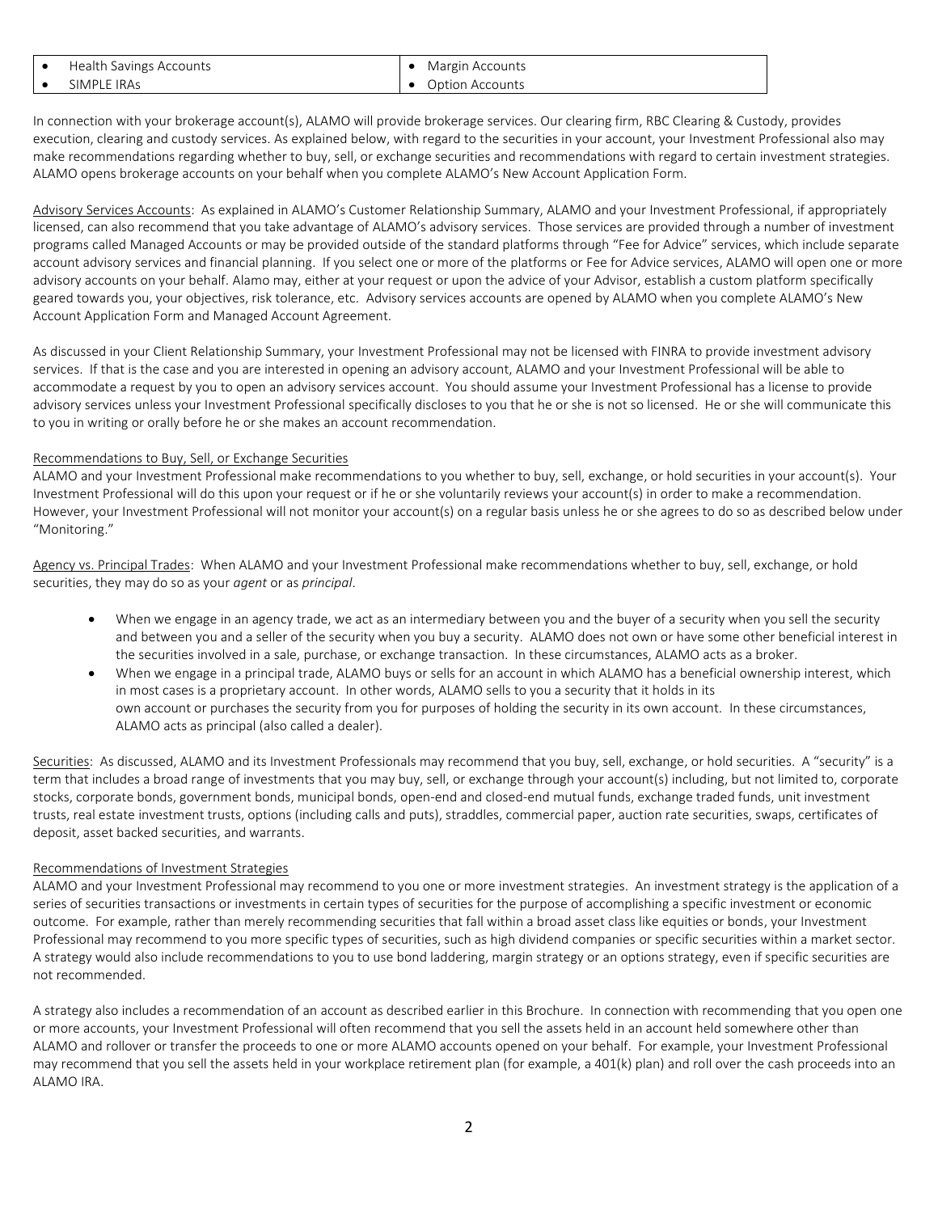| • Health Savings Accounts | • Margin Accounts |
| --- | --- |
| • SIMPLE IRAs | • Option Accounts |

In connection with your brokerage account(s), ALAMO will provide brokerage services. Our clearing firm, RBC Clearing & Custody, provides execution, clearing and custody services. As explained below, with regard to the securities in your account, your Investment Professional also may make recommendations regarding whether to buy, sell, or exchange securities and recommendations with regard to certain investment strategies. ALAMO opens brokerage accounts on your behalf when you complete ALAMO's New Account Application Form.

Advisory Services Accounts: As explained in ALAMO's Customer Relationship Summary, ALAMO and your Investment Professional, if appropriately licensed, can also recommend that you take advantage of ALAMO's advisory services. Those services are provided through a number of investment programs called Managed Accounts or may be provided outside of the standard platforms through "Fee for Advice" services, which include separate account advisory services and financial planning. If you select one or more of the platforms or Fee for Advice services, ALAMO will open one or more advisory accounts on your behalf. Alamo may, either at your request or upon the advice of your Advisor, establish a custom platform specifically geared towards you, your objectives, risk tolerance, etc. Advisory services accounts are opened by ALAMO when you complete ALAMO's New Account Application Form and Managed Account Agreement.

As discussed in your Client Relationship Summary, your Investment Professional may not be licensed with FINRA to provide investment advisory services. If that is the case and you are interested in opening an advisory account, ALAMO and your Investment Professional will be able to accommodate a request by you to open an advisory services account. You should assume your Investment Professional has a license to provide advisory services unless your Investment Professional specifically discloses to you that he or she is not so licensed. He or she will communicate this to you in writing or orally before he or she makes an account recommendation.

Recommendations to Buy, Sell, or Exchange Securities

ALAMO and your Investment Professional make recommendations to you whether to buy, sell, exchange, or hold securities in your account(s). Your Investment Professional will do this upon your request or if he or she voluntarily reviews your account(s) in order to make a recommendation. However, your Investment Professional will not monitor your account(s) on a regular basis unless he or she agrees to do so as described below under "Monitoring."

Agency vs. Principal Trades: When ALAMO and your Investment Professional make recommendations whether to buy, sell, exchange, or hold securities, they may do so as your *agent* or as *principal*.

- When we engage in an agency trade, we act as an intermediary between you and the buyer of a security when you sell the security and between you and a seller of the security when you buy a security. ALAMO does not own or have some other beneficial interest in the securities involved in a sale, purchase, or exchange transaction. In these circumstances, ALAMO acts as a broker.
- When we engage in a principal trade, ALAMO buys or sells for an account in which ALAMO has a beneficial ownership interest, which in most cases is a proprietary account. In other words, ALAMO sells to you a security that it holds in its own account or purchases the security from you for purposes of holding the security in its own account. In these circumstances, ALAMO acts as principal (also called a dealer).

Securities: As discussed, ALAMO and its Investment Professionals may recommend that you buy, sell, exchange, or hold securities. A "security" is a term that includes a broad range of investments that you may buy, sell, or exchange through your account(s) including, but not limited to, corporate stocks, corporate bonds, government bonds, municipal bonds, open-end and closed-end mutual funds, exchange traded funds, unit investment trusts, real estate investment trusts, options (including calls and puts), straddles, commercial paper, auction rate securities, swaps, certificates of deposit, asset backed securities, and warrants.

Recommendations of Investment Strategies

ALAMO and your Investment Professional may recommend to you one or more investment strategies. An investment strategy is the application of a series of securities transactions or investments in certain types of securities for the purpose of accomplishing a specific investment or economic outcome. For example, rather than merely recommending securities that fall within a broad asset class like equities or bonds, your Investment Professional may recommend to you more specific types of securities, such as high dividend companies or specific securities within a market sector. A strategy would also include recommendations to you to use bond laddering, margin strategy or an options strategy, even if specific securities are not recommended.

A strategy also includes a recommendation of an account as described earlier in this Brochure. In connection with recommending that you open one or more accounts, your Investment Professional will often recommend that you sell the assets held in an account held somewhere other than ALAMO and rollover or transfer the proceeds to one or more ALAMO accounts opened on your behalf. For example, your Investment Professional may recommend that you sell the assets held in your workplace retirement plan (for example, a 401(k) plan) and roll over the cash proceeds into an ALAMO IRA.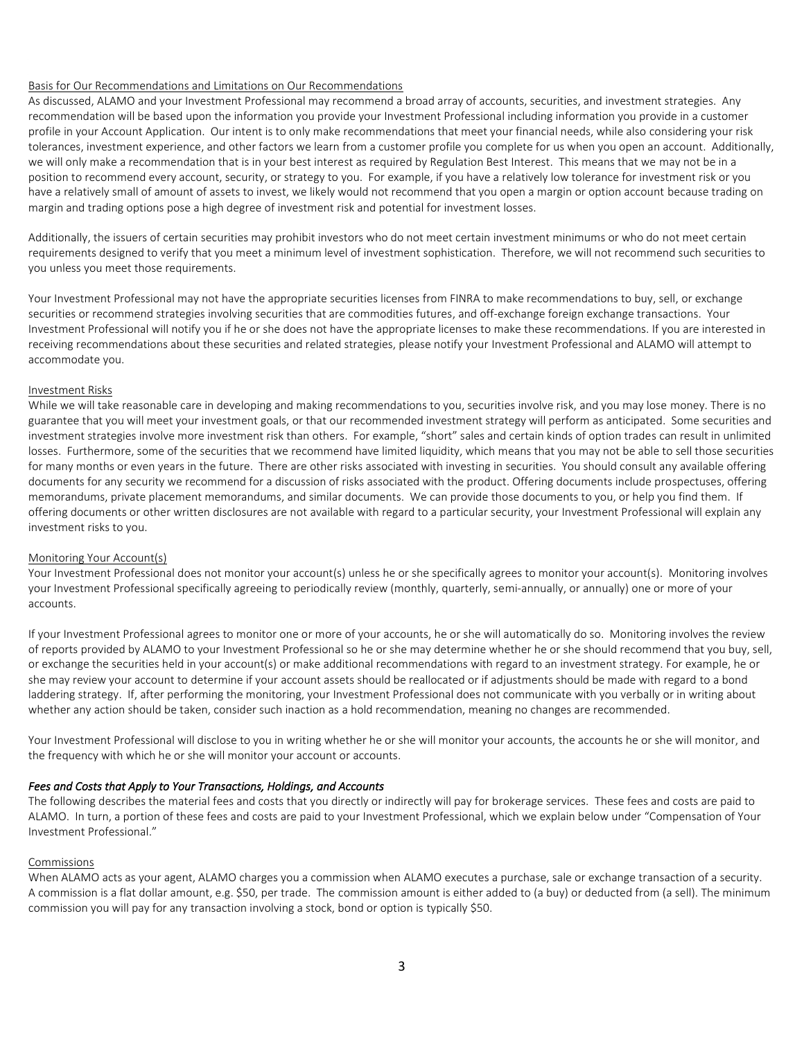Basis for Our Recommendations and Limitations on Our Recommendations

As discussed, ALAMO and your Investment Professional may recommend a broad array of accounts, securities, and investment strategies. Any recommendation will be based upon the information you provide your Investment Professional including information you provide in a customer profile in your Account Application. Our intent is to only make recommendations that meet your financial needs, while also considering your risk tolerances, investment experience, and other factors we learn from a customer profile you complete for us when you open an account. Additionally, we will only make a recommendation that is in your best interest as required by Regulation Best Interest. This means that we may not be in a position to recommend every account, security, or strategy to you. For example, if you have a relatively low tolerance for investment risk or you have a relatively small of amount of assets to invest, we likely would not recommend that you open a margin or option account because trading on margin and trading options pose a high degree of investment risk and potential for investment losses.

Additionally, the issuers of certain securities may prohibit investors who do not meet certain investment minimums or who do not meet certain requirements designed to verify that you meet a minimum level of investment sophistication. Therefore, we will not recommend such securities to you unless you meet those requirements.

Your Investment Professional may not have the appropriate securities licenses from FINRA to make recommendations to buy, sell, or exchange securities or recommend strategies involving securities that are commodities futures, and off-exchange foreign exchange transactions. Your Investment Professional will notify you if he or she does not have the appropriate licenses to make these recommendations. If you are interested in receiving recommendations about these securities and related strategies, please notify your Investment Professional and ALAMO will attempt to accommodate you.

Investment Risks

While we will take reasonable care in developing and making recommendations to you, securities involve risk, and you may lose money. There is no guarantee that you will meet your investment goals, or that our recommended investment strategy will perform as anticipated. Some securities and investment strategies involve more investment risk than others. For example, "short" sales and certain kinds of option trades can result in unlimited losses. Furthermore, some of the securities that we recommend have limited liquidity, which means that you may not be able to sell those securities for many months or even years in the future. There are other risks associated with investing in securities. You should consult any available offering documents for any security we recommend for a discussion of risks associated with the product. Offering documents include prospectuses, offering memorandums, private placement memorandums, and similar documents. We can provide those documents to you, or help you find them. If offering documents or other written disclosures are not available with regard to a particular security, your Investment Professional will explain any investment risks to you.

Monitoring Your Account(s)

Your Investment Professional does not monitor your account(s) unless he or she specifically agrees to monitor your account(s). Monitoring involves your Investment Professional specifically agreeing to periodically review (monthly, quarterly, semi-annually, or annually) one or more of your accounts.

If your Investment Professional agrees to monitor one or more of your accounts, he or she will automatically do so. Monitoring involves the review of reports provided by ALAMO to your Investment Professional so he or she may determine whether he or she should recommend that you buy, sell, or exchange the securities held in your account(s) or make additional recommendations with regard to an investment strategy. For example, he or she may review your account to determine if your account assets should be reallocated or if adjustments should be made with regard to a bond laddering strategy. If, after performing the monitoring, your Investment Professional does not communicate with you verbally or in writing about whether any action should be taken, consider such inaction as a hold recommendation, meaning no changes are recommended.

Your Investment Professional will disclose to you in writing whether he or she will monitor your accounts, the accounts he or she will monitor, and the frequency with which he or she will monitor your account or accounts.

***Fees and Costs that Apply to Your Transactions, Holdings, and Accounts***

The following describes the material fees and costs that you directly or indirectly will pay for brokerage services. These fees and costs are paid to ALAMO. In turn, a portion of these fees and costs are paid to your Investment Professional, which we explain below under "Compensation of Your Investment Professional."

Commissions

When ALAMO acts as your agent, ALAMO charges you a commission when ALAMO executes a purchase, sale or exchange transaction of a security. A commission is a flat dollar amount, e.g. $50, per trade. The commission amount is either added to (a buy) or deducted from (a sell). The minimum commission you will pay for any transaction involving a stock, bond or option is typically $50.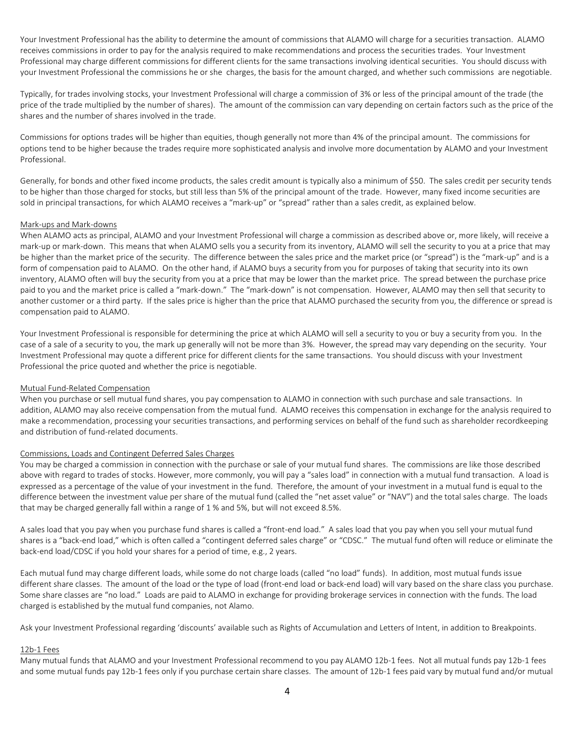Your Investment Professional has the ability to determine the amount of commissions that ALAMO will charge for a securities transaction. ALAMO receives commissions in order to pay for the analysis required to make recommendations and process the securities trades. Your Investment Professional may charge different commissions for different clients for the same transactions involving identical securities. You should discuss with your Investment Professional the commissions he or she charges, the basis for the amount charged, and whether such commissions are negotiable.

Typically, for trades involving stocks, your Investment Professional will charge a commission of 3% or less of the principal amount of the trade (the price of the trade multiplied by the number of shares). The amount of the commission can vary depending on certain factors such as the price of the shares and the number of shares involved in the trade.

Commissions for options trades will be higher than equities, though generally not more than 4% of the principal amount. The commissions for options tend to be higher because the trades require more sophisticated analysis and involve more documentation by ALAMO and your Investment Professional.

Generally, for bonds and other fixed income products, the sales credit amount is typically also a minimum of $50. The sales credit per security tends to be higher than those charged for stocks, but still less than 5% of the principal amount of the trade. However, many fixed income securities are sold in principal transactions, for which ALAMO receives a "mark-up" or "spread" rather than a sales credit, as explained below.

## Mark-ups and Mark-downs

When ALAMO acts as principal, ALAMO and your Investment Professional will charge a commission as described above or, more likely, will receive a mark-up or mark-down. This means that when ALAMO sells you a security from its inventory, ALAMO will sell the security to you at a price that may be higher than the market price of the security. The difference between the sales price and the market price (or "spread") is the "mark-up" and is a form of compensation paid to ALAMO. On the other hand, if ALAMO buys a security from you for purposes of taking that security into its own inventory, ALAMO often will buy the security from you at a price that may be lower than the market price. The spread between the purchase price paid to you and the market price is called a "mark-down." The "mark-down" is not compensation. However, ALAMO may then sell that security to another customer or a third party. If the sales price is higher than the price that ALAMO purchased the security from you, the difference or spread is compensation paid to ALAMO.

Your Investment Professional is responsible for determining the price at which ALAMO will sell a security to you or buy a security from you. In the case of a sale of a security to you, the mark up generally will not be more than 3%. However, the spread may vary depending on the security. Your Investment Professional may quote a different price for different clients for the same transactions. You should discuss with your Investment Professional the price quoted and whether the price is negotiable.

## Mutual Fund-Related Compensation

When you purchase or sell mutual fund shares, you pay compensation to ALAMO in connection with such purchase and sale transactions. In addition, ALAMO may also receive compensation from the mutual fund. ALAMO receives this compensation in exchange for the analysis required to make a recommendation, processing your securities transactions, and performing services on behalf of the fund such as shareholder recordkeeping and distribution of fund-related documents.

## Commissions, Loads and Contingent Deferred Sales Charges

You may be charged a commission in connection with the purchase or sale of your mutual fund shares. The commissions are like those described above with regard to trades of stocks. However, more commonly, you will pay a "sales load" in connection with a mutual fund transaction. A load is expressed as a percentage of the value of your investment in the fund. Therefore, the amount of your investment in a mutual fund is equal to the difference between the investment value per share of the mutual fund (called the "net asset value" or "NAV") and the total sales charge. The loads that may be charged generally fall within a range of 1 % and 5%, but will not exceed 8.5%.

A sales load that you pay when you purchase fund shares is called a "front-end load." A sales load that you pay when you sell your mutual fund shares is a "back-end load," which is often called a "contingent deferred sales charge" or "CDSC." The mutual fund often will reduce or eliminate the back-end load/CDSC if you hold your shares for a period of time, e.g., 2 years.

Each mutual fund may charge different loads, while some do not charge loads (called "no load" funds). In addition, most mutual funds issue different share classes. The amount of the load or the type of load (front-end load or back-end load) will vary based on the share class you purchase. Some share classes are "no load." Loads are paid to ALAMO in exchange for providing brokerage services in connection with the funds. The load charged is established by the mutual fund companies, not Alamo.

Ask your Investment Professional regarding 'discounts' available such as Rights of Accumulation and Letters of Intent, in addition to Breakpoints.

## 12b-1 Fees

Many mutual funds that ALAMO and your Investment Professional recommend to you pay ALAMO 12b-1 fees. Not all mutual funds pay 12b-1 fees and some mutual funds pay 12b-1 fees only if you purchase certain share classes. The amount of 12b-1 fees paid vary by mutual fund and/or mutual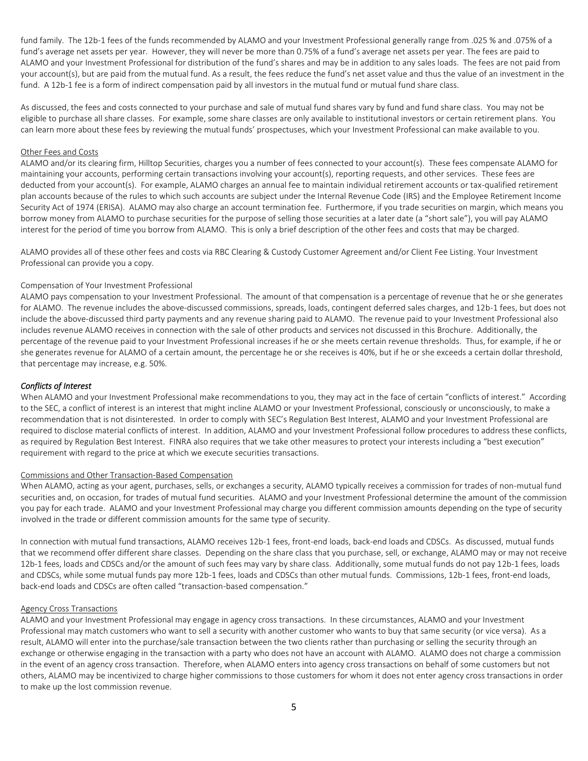fund family. The 12b-1 fees of the funds recommended by ALAMO and your Investment Professional generally range from .025 % and .075% of a fund's average net assets per year. However, they will never be more than 0.75% of a fund's average net assets per year. The fees are paid to ALAMO and your Investment Professional for distribution of the fund's shares and may be in addition to any sales loads. The fees are not paid from your account(s), but are paid from the mutual fund. As a result, the fees reduce the fund's net asset value and thus the value of an investment in the fund. A 12b-1 fee is a form of indirect compensation paid by all investors in the mutual fund or mutual fund share class.

As discussed, the fees and costs connected to your purchase and sale of mutual fund shares vary by fund and fund share class. You may not be eligible to purchase all share classes. For example, some share classes are only available to institutional investors or certain retirement plans. You can learn more about these fees by reviewing the mutual funds' prospectuses, which your Investment Professional can make available to you.

#### Other Fees and Costs

ALAMO and/or its clearing firm, Hilltop Securities, charges you a number of fees connected to your account(s). These fees compensate ALAMO for maintaining your accounts, performing certain transactions involving your account(s), reporting requests, and other services. These fees are deducted from your account(s). For example, ALAMO charges an annual fee to maintain individual retirement accounts or tax-qualified retirement plan accounts because of the rules to which such accounts are subject under the Internal Revenue Code (IRS) and the Employee Retirement Income Security Act of 1974 (ERISA). ALAMO may also charge an account termination fee. Furthermore, if you trade securities on margin, which means you borrow money from ALAMO to purchase securities for the purpose of selling those securities at a later date (a "short sale"), you will pay ALAMO interest for the period of time you borrow from ALAMO. This is only a brief description of the other fees and costs that may be charged.

ALAMO provides all of these other fees and costs via RBC Clearing & Custody Customer Agreement and/or Client Fee Listing. Your Investment Professional can provide you a copy.

#### Compensation of Your Investment Professional

ALAMO pays compensation to your Investment Professional. The amount of that compensation is a percentage of revenue that he or she generates for ALAMO. The revenue includes the above-discussed commissions, spreads, loads, contingent deferred sales charges, and 12b-1 fees, but does not include the above-discussed third party payments and any revenue sharing paid to ALAMO. The revenue paid to your Investment Professional also includes revenue ALAMO receives in connection with the sale of other products and services not discussed in this Brochure. Additionally, the percentage of the revenue paid to your Investment Professional increases if he or she meets certain revenue thresholds. Thus, for example, if he or she generates revenue for ALAMO of a certain amount, the percentage he or she receives is 40%, but if he or she exceeds a certain dollar threshold, that percentage may increase, e.g. 50%.

### *Conflicts of Interest*

When ALAMO and your Investment Professional make recommendations to you, they may act in the face of certain "conflicts of interest." According to the SEC, a conflict of interest is an interest that might incline ALAMO or your Investment Professional, consciously or unconsciously, to make a recommendation that is not disinterested. In order to comply with SEC's Regulation Best Interest, ALAMO and your Investment Professional are required to disclose material conflicts of interest. In addition, ALAMO and your Investment Professional follow procedures to address these conflicts, as required by Regulation Best Interest. FINRA also requires that we take other measures to protect your interests including a "best execution" requirement with regard to the price at which we execute securities transactions.

#### Commissions and Other Transaction-Based Compensation

When ALAMO, acting as your agent, purchases, sells, or exchanges a security, ALAMO typically receives a commission for trades of non-mutual fund securities and, on occasion, for trades of mutual fund securities. ALAMO and your Investment Professional determine the amount of the commission you pay for each trade. ALAMO and your Investment Professional may charge you different commission amounts depending on the type of security involved in the trade or different commission amounts for the same type of security.

In connection with mutual fund transactions, ALAMO receives 12b-1 fees, front-end loads, back-end loads and CDSCs. As discussed, mutual funds that we recommend offer different share classes. Depending on the share class that you purchase, sell, or exchange, ALAMO may or may not receive 12b-1 fees, loads and CDSCs and/or the amount of such fees may vary by share class. Additionally, some mutual funds do not pay 12b-1 fees, loads and CDSCs, while some mutual funds pay more 12b-1 fees, loads and CDSCs than other mutual funds. Commissions, 12b-1 fees, front-end loads, back-end loads and CDSCs are often called "transaction-based compensation."

#### Agency Cross Transactions

ALAMO and your Investment Professional may engage in agency cross transactions. In these circumstances, ALAMO and your Investment Professional may match customers who want to sell a security with another customer who wants to buy that same security (or vice versa). As a result, ALAMO will enter into the purchase/sale transaction between the two clients rather than purchasing or selling the security through an exchange or otherwise engaging in the transaction with a party who does not have an account with ALAMO. ALAMO does not charge a commission in the event of an agency cross transaction. Therefore, when ALAMO enters into agency cross transactions on behalf of some customers but not others, ALAMO may be incentivized to charge higher commissions to those customers for whom it does not enter agency cross transactions in order to make up the lost commission revenue.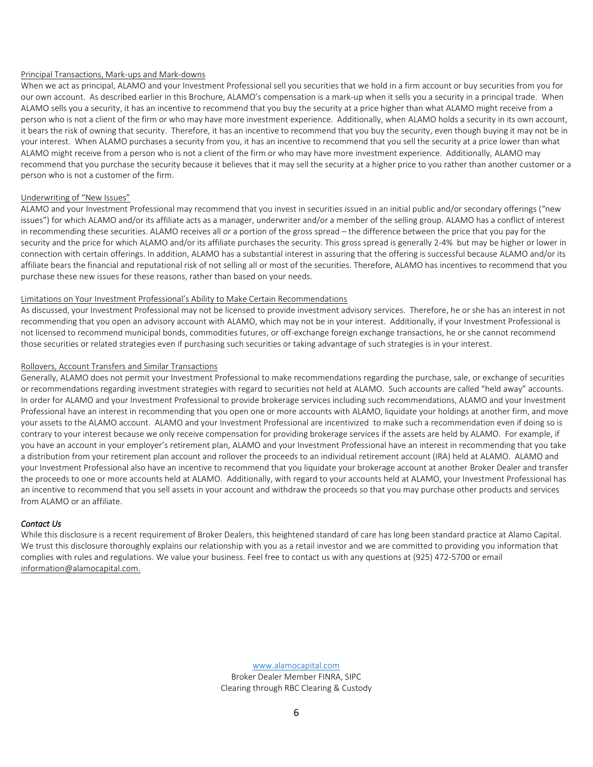Principal Transactions, Mark-ups and Mark-downs

When we act as principal, ALAMO and your Investment Professional sell you securities that we hold in a firm account or buy securities from you for our own account. As described earlier in this Brochure, ALAMO's compensation is a mark-up when it sells you a security in a principal trade. When ALAMO sells you a security, it has an incentive to recommend that you buy the security at a price higher than what ALAMO might receive from a person who is not a client of the firm or who may have more investment experience. Additionally, when ALAMO holds a security in its own account, it bears the risk of owning that security. Therefore, it has an incentive to recommend that you buy the security, even though buying it may not be in your interest. When ALAMO purchases a security from you, it has an incentive to recommend that you sell the security at a price lower than what ALAMO might receive from a person who is not a client of the firm or who may have more investment experience. Additionally, ALAMO may recommend that you purchase the security because it believes that it may sell the security at a higher price to you rather than another customer or a person who is not a customer of the firm.

Underwriting of "New Issues"

ALAMO and your Investment Professional may recommend that you invest in securities issued in an initial public and/or secondary offerings ("new issues") for which ALAMO and/or its affiliate acts as a manager, underwriter and/or a member of the selling group. ALAMO has a conflict of interest in recommending these securities. ALAMO receives all or a portion of the gross spread – the difference between the price that you pay for the security and the price for which ALAMO and/or its affiliate purchases the security. This gross spread is generally 2-4% but may be higher or lower in connection with certain offerings. In addition, ALAMO has a substantial interest in assuring that the offering is successful because ALAMO and/or its affiliate bears the financial and reputational risk of not selling all or most of the securities. Therefore, ALAMO has incentives to recommend that you purchase these new issues for these reasons, rather than based on your needs.

Limitations on Your Investment Professional's Ability to Make Certain Recommendations

As discussed, your Investment Professional may not be licensed to provide investment advisory services. Therefore, he or she has an interest in not recommending that you open an advisory account with ALAMO, which may not be in your interest. Additionally, if your Investment Professional is not licensed to recommend municipal bonds, commodities futures, or off-exchange foreign exchange transactions, he or she cannot recommend those securities or related strategies even if purchasing such securities or taking advantage of such strategies is in your interest.

Rollovers, Account Transfers and Similar Transactions

Generally, ALAMO does not permit your Investment Professional to make recommendations regarding the purchase, sale, or exchange of securities or recommendations regarding investment strategies with regard to securities not held at ALAMO. Such accounts are called "held away" accounts. In order for ALAMO and your Investment Professional to provide brokerage services including such recommendations, ALAMO and your Investment Professional have an interest in recommending that you open one or more accounts with ALAMO, liquidate your holdings at another firm, and move your assets to the ALAMO account. ALAMO and your Investment Professional are incentivized to make such a recommendation even if doing so is contrary to your interest because we only receive compensation for providing brokerage services if the assets are held by ALAMO. For example, if you have an account in your employer's retirement plan, ALAMO and your Investment Professional have an interest in recommending that you take a distribution from your retirement plan account and rollover the proceeds to an individual retirement account (IRA) held at ALAMO. ALAMO and your Investment Professional also have an incentive to recommend that you liquidate your brokerage account at another Broker Dealer and transfer the proceeds to one or more accounts held at ALAMO. Additionally, with regard to your accounts held at ALAMO, your Investment Professional has an incentive to recommend that you sell assets in your account and withdraw the proceeds so that you may purchase other products and services from ALAMO or an affiliate.

*Contact Us*

While this disclosure is a recent requirement of Broker Dealers, this heightened standard of care has long been standard practice at Alamo Capital. We trust this disclosure thoroughly explains our relationship with you as a retail investor and we are committed to providing you information that complies with rules and regulations. We value your business. Feel free to contact us with any questions at (925) 472-5700 or email information@alamocapital.com.

www.alamocapital.com
Broker Dealer Member FINRA, SIPC
Clearing through RBC Clearing & Custody